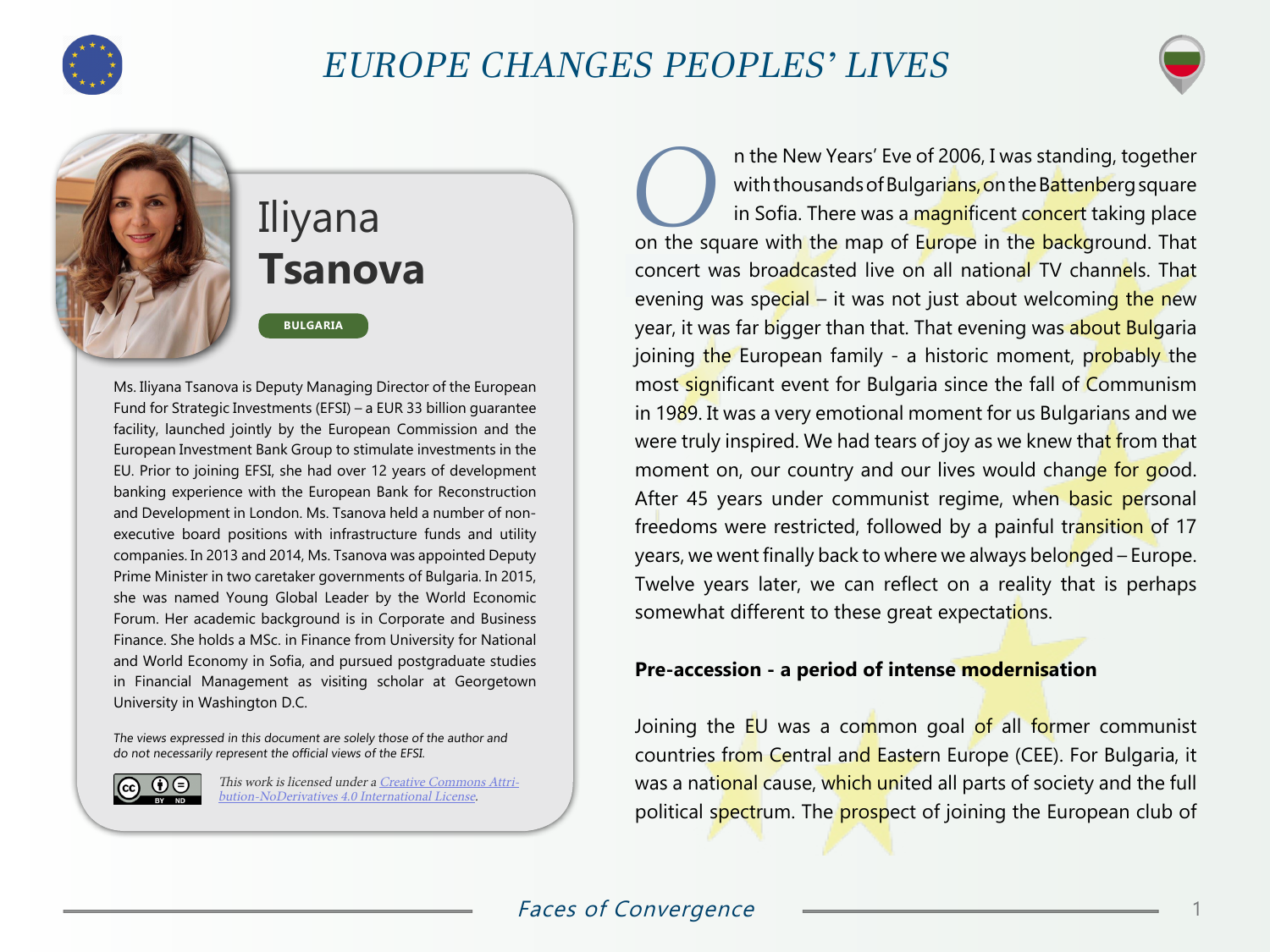# EUROPE CHANGES PEOPLES' LIVES

## Iliyana **Tsanova**

**BULGARIA**

Ms. Iliyana Tsanova is Deputy Managing Director of the European Fund for Strategic Investments (EFSI) – a EUR 33 billion guarantee facility, launched jointly by the European Commission and the European Investment Bank Group to stimulate investments in the EU. Prior to joining EFSI, she had over 12 years of development banking experience with the European Bank for Reconstruction and Development in London. Ms. Tsanova held a number of non-executive board positions with infrastructure funds and utility companies. In 2013 and 2014, Ms. Tsanova was appointed Deputy Prime Minister in two caretaker governments of Bulgaria. In 2015, she was named Young Global Leader by the World Economic Forum. Her academic background is in Corporate and Business Finance. She holds a MSc. in Finance from University for National and World Economy in Sofia, and pursued postgraduate studies in Financial Management as visiting scholar at Georgetown University in Washington D.C.

*The views expressed in this document are solely those of the author and do not necessarily represent the official views of the EFSI.*

*This work is licensed under a Creative Commons Attribution-NoDerivatives 4.0 International License.*

On the New Years' Eve of 2006, I was standing, together with thousands of Bulgarians, on the Battenberg square in Sofia. There was a magnificent concert taking place on the square with the map of Europe in the background. That concert was broadcasted live on all national TV channels. That evening was special – it was not just about welcoming the new year, it was far bigger than that. That evening was about Bulgaria joining the European family - a historic moment, probably the most significant event for Bulgaria since the fall of Communism in 1989. It was a very emotional moment for us Bulgarians and we were truly inspired. We had tears of joy as we knew that from that moment on, our country and our lives would change for good. After 45 years under communist regime, when basic personal freedoms were restricted, followed by a painful transition of 17 years, we went finally back to where we always belonged – Europe. Twelve years later, we can reflect on a reality that is perhaps somewhat different to these great expectations.

### Pre-accession - a period of intense modernisation

Joining the EU was a common goal of all former communist countries from Central and Eastern Europe (CEE). For Bulgaria, it was a national cause, which united all parts of society and the full political spectrum. The prospect of joining the European club of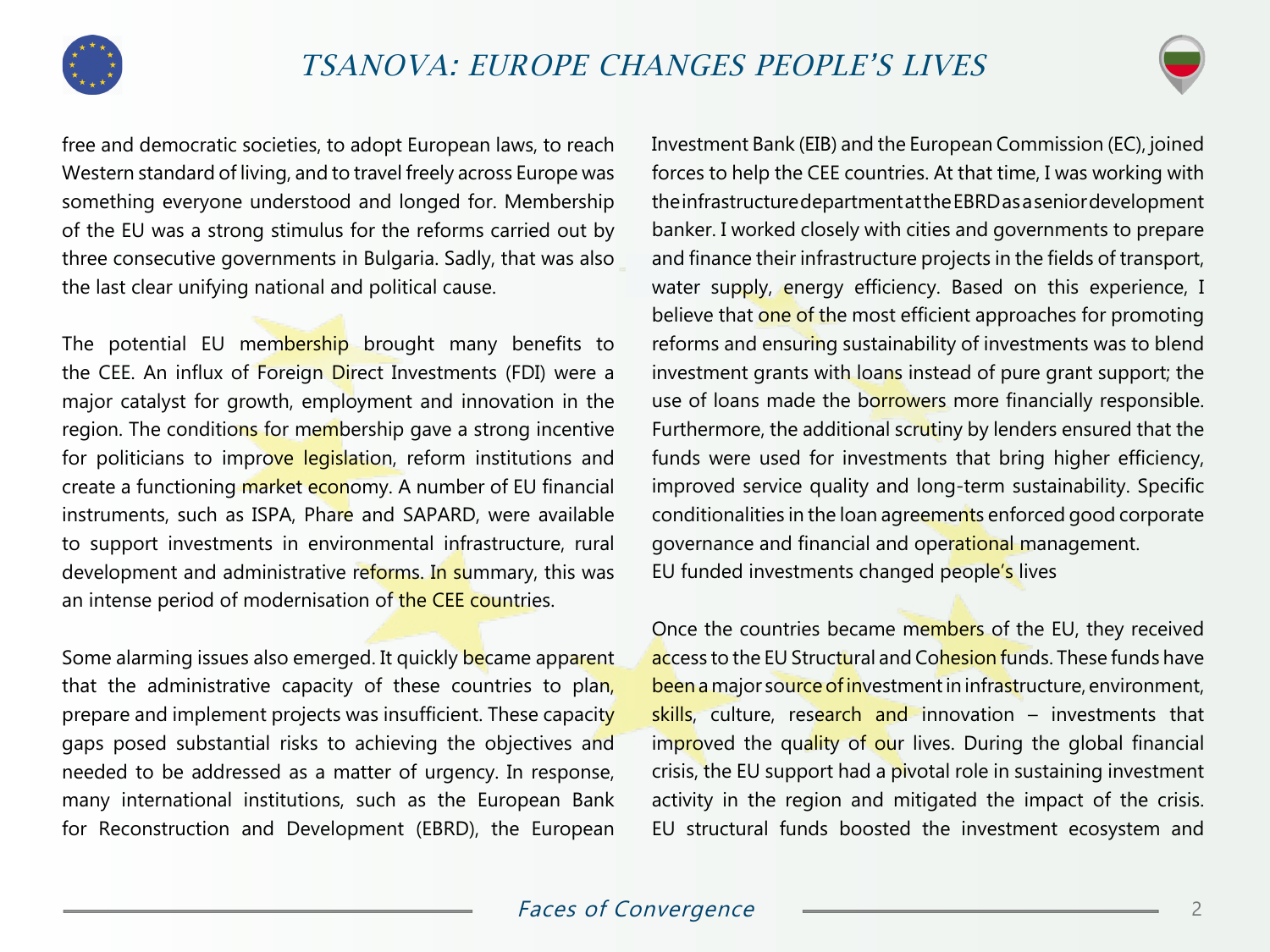free and democratic societies, to adopt European laws, to reach Western standard of living, and to travel freely across Europe was something everyone understood and longed for. Membership of the EU was a strong stimulus for the reforms carried out by three consecutive governments in Bulgaria. Sadly, that was also the last clear unifying national and political cause.

The potential EU membership brought many benefits to the CEE. An influx of Foreign Direct Investments (FDI) were a major catalyst for growth, employment and innovation in the region. The conditions for membership gave a strong incentive for politicians to improve legislation, reform institutions and create a functioning market economy. A number of EU financial instruments, such as ISPA, Phare and SAPARD, were available to support investments in environmental infrastructure, rural development and administrative reforms. In summary, this was an intense period of modernisation of the CEE countries.

Some alarming issues also emerged. It quickly became apparent that the administrative capacity of these countries to plan, prepare and implement projects was insufficient. These capacity gaps posed substantial risks to achieving the objectives and needed to be addressed as a matter of urgency. In response, many international institutions, such as the European Bank for Reconstruction and Development (EBRD), the European Investment Bank (EIB) and the European Commission (EC), joined forces to help the CEE countries. At that time, I was working with the infrastructure department at the EBRD as a senior development banker. I worked closely with cities and governments to prepare and finance their infrastructure projects in the fields of transport, water supply, energy efficiency. Based on this experience, I believe that one of the most efficient approaches for promoting reforms and ensuring sustainability of investments was to blend investment grants with loans instead of pure grant support; the use of loans made the borrowers more financially responsible. Furthermore, the additional scrutiny by lenders ensured that the funds were used for investments that bring higher efficiency, improved service quality and long-term sustainability. Specific conditionalities in the loan agreements enforced good corporate governance and financial and operational management.

EU funded investments changed people's lives

Once the countries became members of the EU, they received access to the EU Structural and Cohesion funds. These funds have been a major source of investment in infrastructure, environment, skills, culture, research and innovation – investments that improved the quality of our lives. During the global financial crisis, the EU support had a pivotal role in sustaining investment activity in the region and mitigated the impact of the crisis. EU structural funds boosted the investment ecosystem and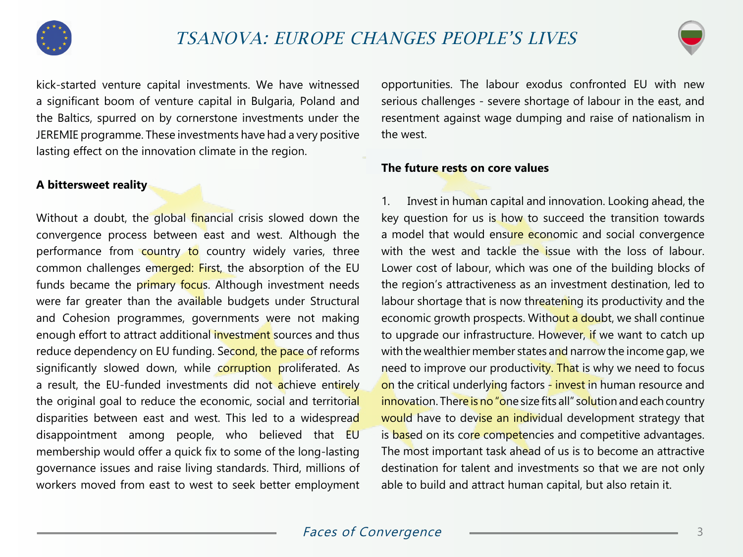kick-started venture capital investments. We have witnessed a significant boom of venture capital in Bulgaria, Poland and the Baltics, spurred on by cornerstone investments under the JEREMIE programme. These investments have had a very positive lasting effect on the innovation climate in the region.

**A bittersweet reality**

Without a doubt, the global financial crisis slowed down the convergence process between east and west. Although the performance from country to country widely varies, three common challenges emerged: First, the absorption of the EU funds became the primary focus. Although investment needs were far greater than the available budgets under Structural and Cohesion programmes, governments were not making enough effort to attract additional investment sources and thus reduce dependency on EU funding. Second, the pace of reforms significantly slowed down, while corruption proliferated. As a result, the EU-funded investments did not achieve entirely the original goal to reduce the economic, social and territorial disparities between east and west. This led to a widespread disappointment among people, who believed that EU membership would offer a quick fix to some of the long-lasting governance issues and raise living standards. Third, millions of workers moved from east to west to seek better employment opportunities. The labour exodus confronted EU with new serious challenges - severe shortage of labour in the east, and resentment against wage dumping and raise of nationalism in the west.

**The future rests on core values**

1. Invest in human capital and innovation. Looking ahead, the key question for us is how to succeed the transition towards a model that would ensure economic and social convergence with the west and tackle the issue with the loss of labour. Lower cost of labour, which was one of the building blocks of the region's attractiveness as an investment destination, led to labour shortage that is now threatening its productivity and the economic growth prospects. Without a doubt, we shall continue to upgrade our infrastructure. However, if we want to catch up with the wealthier member states and narrow the income gap, we need to improve our productivity. That is why we need to focus on the critical underlying factors - invest in human resource and innovation. There is no "one size fits all" solution and each country would have to devise an individual development strategy that is based on its core competencies and competitive advantages. The most important task ahead of us is to become an attractive destination for talent and investments so that we are not only able to build and attract human capital, but also retain it.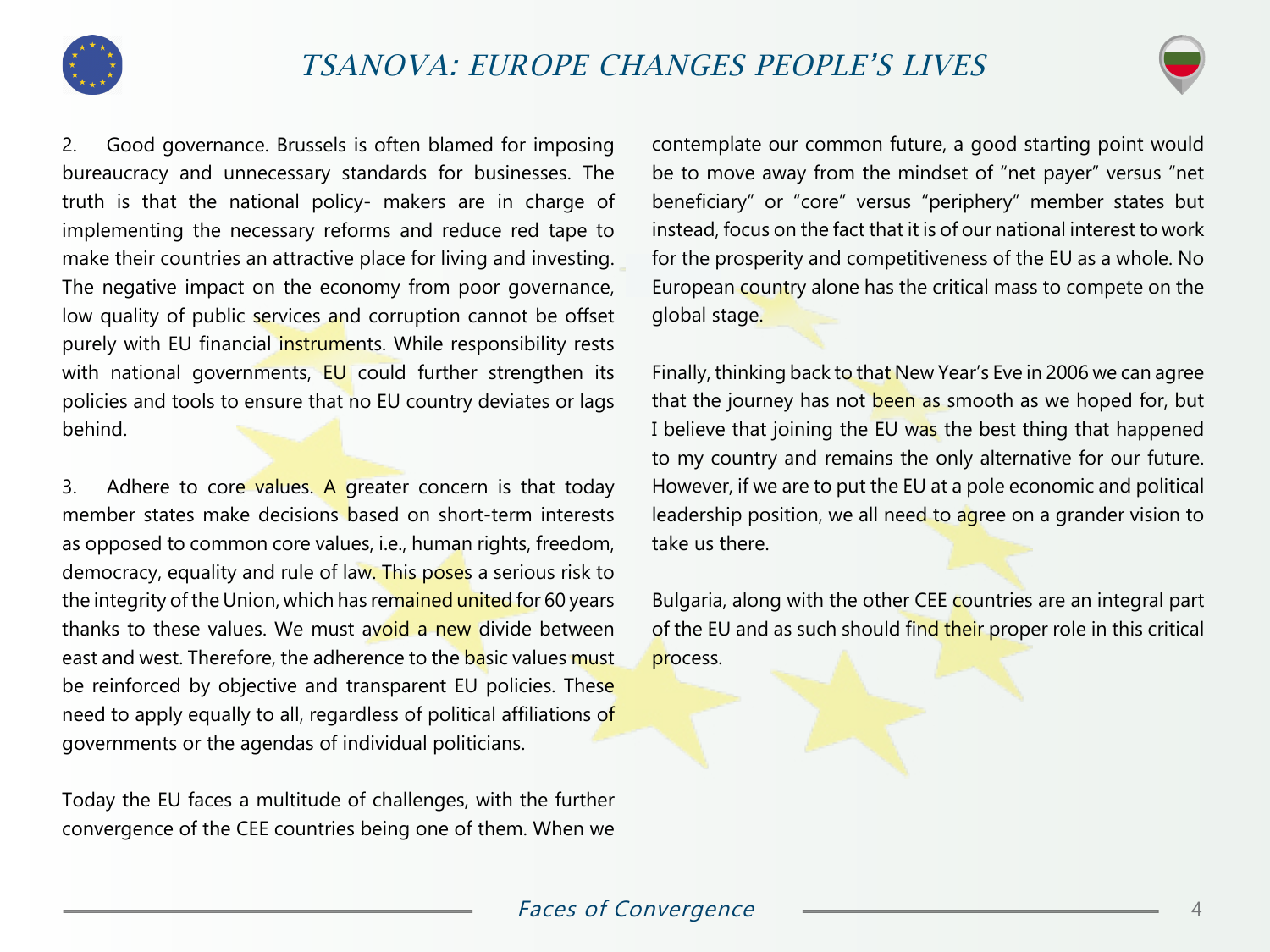2. Good governance. Brussels is often blamed for imposing bureaucracy and unnecessary standards for businesses. The truth is that the national policy- makers are in charge of implementing the necessary reforms and reduce red tape to make their countries an attractive place for living and investing. The negative impact on the economy from poor governance, low quality of public services and corruption cannot be offset purely with EU financial instruments. While responsibility rests with national governments, EU could further strengthen its policies and tools to ensure that no EU country deviates or lags behind.

3. Adhere to core values. A greater concern is that today member states make decisions based on short-term interests as opposed to common core values, i.e., human rights, freedom, democracy, equality and rule of law. This poses a serious risk to the integrity of the Union, which has remained united for 60 years thanks to these values. We must avoid a new divide between east and west. Therefore, the adherence to the basic values must be reinforced by objective and transparent EU policies. These need to apply equally to all, regardless of political affiliations of governments or the agendas of individual politicians.

Today the EU faces a multitude of challenges, with the further convergence of the CEE countries being one of them. When we contemplate our common future, a good starting point would be to move away from the mindset of "net payer" versus "net beneficiary" or "core" versus "periphery" member states but instead, focus on the fact that it is of our national interest to work for the prosperity and competitiveness of the EU as a whole. No European country alone has the critical mass to compete on the global stage.

Finally, thinking back to that New Year's Eve in 2006 we can agree that the journey has not been as smooth as we hoped for, but I believe that joining the EU was the best thing that happened to my country and remains the only alternative for our future. However, if we are to put the EU at a pole economic and political leadership position, we all need to agree on a grander vision to take us there.

Bulgaria, along with the other CEE countries are an integral part of the EU and as such should find their proper role in this critical process.